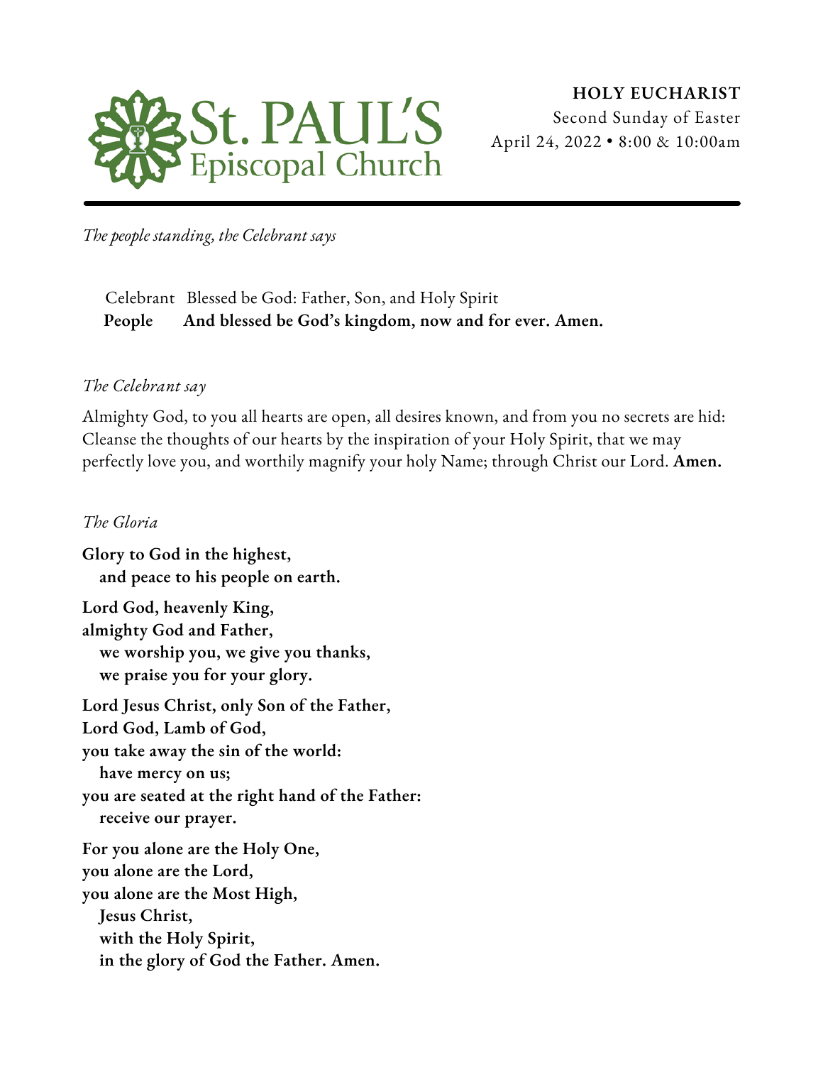St. PAUL'S Episcopal Church

**HOLY EUCHARIST**
Second Sunday of Easter
April 24, 2022 • 8:00 & 10:00am

---

*The people standing, the Celebrant says*

Celebrant   Blessed be God: Father, Son, and Holy Spirit
**People   And blessed be God's kingdom, now and for ever. Amen.**

*The Celebrant say*

Almighty God, to you all hearts are open, all desires known, and from you no secrets are hid: Cleanse the thoughts of our hearts by the inspiration of your Holy Spirit, that we may perfectly love you, and worthily magnify your holy Name; through Christ our Lord. **Amen.**

*The Gloria*

**Glory to God in the highest,**
**and peace to his people on earth.**

**Lord God, heavenly King,**
**almighty God and Father,**
**we worship you, we give you thanks,**
**we praise you for your glory.**

**Lord Jesus Christ, only Son of the Father,**
**Lord God, Lamb of God,**
**you take away the sin of the world:**
**have mercy on us;**
**you are seated at the right hand of the Father:**
**receive our prayer.**

**For you alone are the Holy One,**
**you alone are the Lord,**
**you alone are the Most High,**
**Jesus Christ,**
**with the Holy Spirit,**
**in the glory of God the Father. Amen.**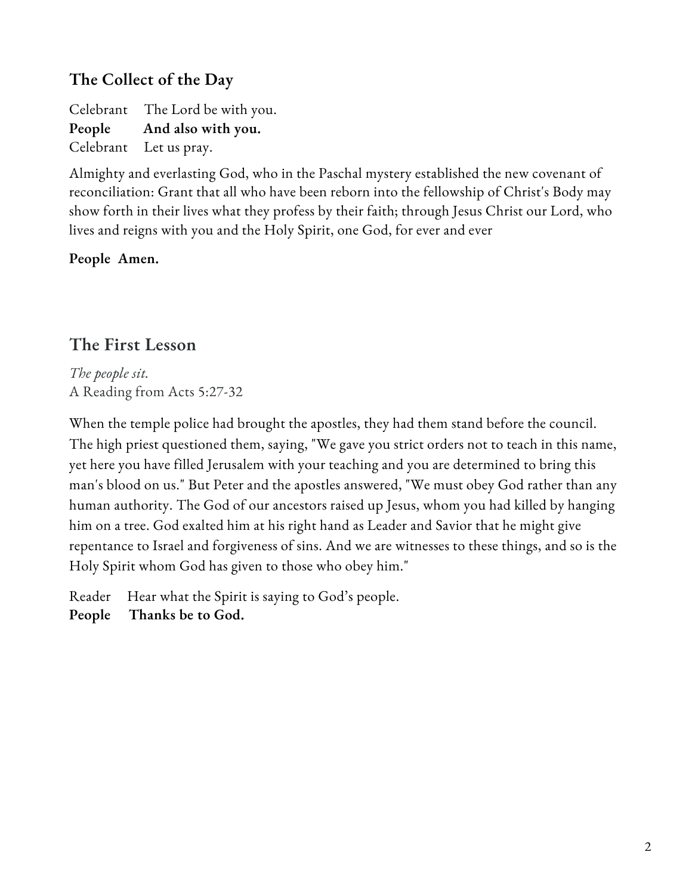## The Collect of the Day

Celebrant The Lord be with you.
**People And also with you.**
Celebrant Let us pray.

Almighty and everlasting God, who in the Paschal mystery established the new covenant of reconciliation: Grant that all who have been reborn into the fellowship of Christ's Body may show forth in their lives what they profess by their faith; through Jesus Christ our Lord, who lives and reigns with you and the Holy Spirit, one God, for ever and ever

**People Amen.**

## The First Lesson

*The people sit.*
A Reading from Acts 5:27-32

When the temple police had brought the apostles, they had them stand before the council. The high priest questioned them, saying, "We gave you strict orders not to teach in this name, yet here you have filled Jerusalem with your teaching and you are determined to bring this man's blood on us." But Peter and the apostles answered, "We must obey God rather than any human authority. The God of our ancestors raised up Jesus, whom you had killed by hanging him on a tree. God exalted him at his right hand as Leader and Savior that he might give repentance to Israel and forgiveness of sins. And we are witnesses to these things, and so is the Holy Spirit whom God has given to those who obey him."

Reader Hear what the Spirit is saying to God's people.
**People Thanks be to God.**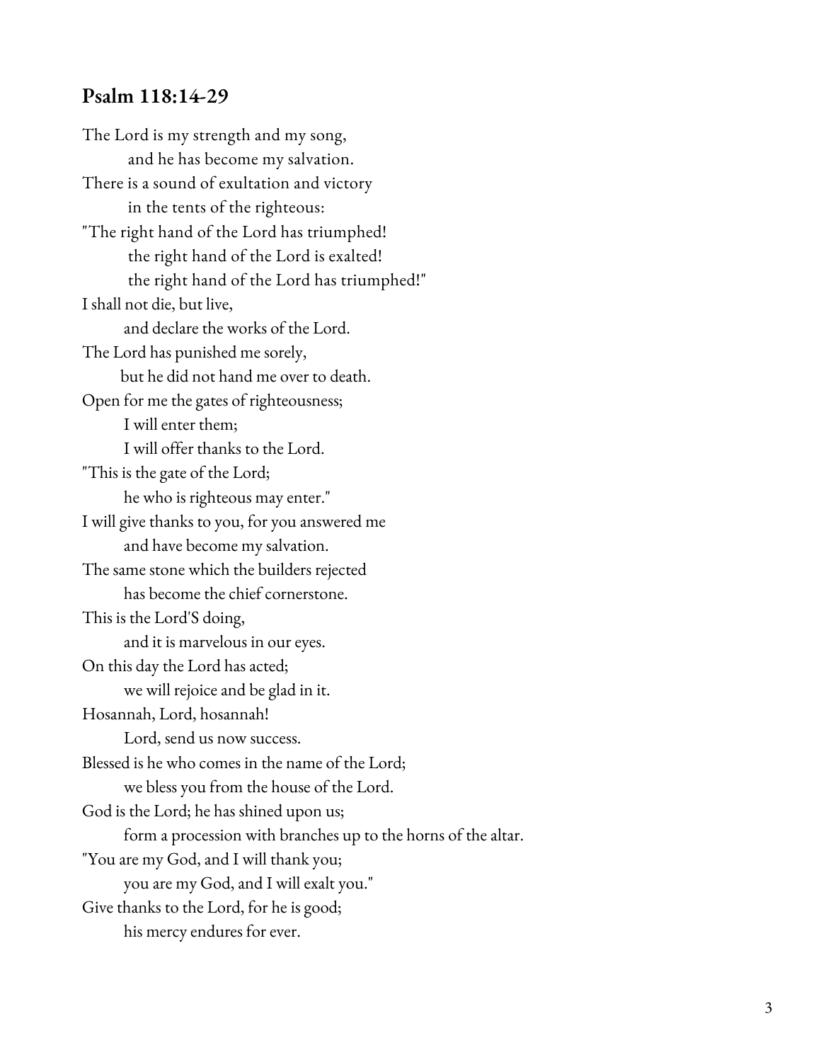## Psalm 118:14-29

The Lord is my strength and my song,  
  and he has become my salvation.  
There is a sound of exultation and victory  
  in the tents of the righteous:  
"The right hand of the Lord has triumphed!  
  the right hand of the Lord is exalted!  
  the right hand of the Lord has triumphed!"  
I shall not die, but live,  
  and declare the works of the Lord.  
The Lord has punished me sorely,  
  but he did not hand me over to death.  
Open for me the gates of righteousness;  
  I will enter them;  
  I will offer thanks to the Lord.  
"This is the gate of the Lord;  
  he who is righteous may enter."  
I will give thanks to you, for you answered me  
  and have become my salvation.  
The same stone which the builders rejected  
  has become the chief cornerstone.  
This is the Lord'S doing,  
  and it is marvelous in our eyes.  
On this day the Lord has acted;  
  we will rejoice and be glad in it.  
Hosannah, Lord, hosannah!  
  Lord, send us now success.  
Blessed is he who comes in the name of the Lord;  
  we bless you from the house of the Lord.  
God is the Lord; he has shined upon us;  
  form a procession with branches up to the horns of the altar.  
"You are my God, and I will thank you;  
  you are my God, and I will exalt you."  
Give thanks to the Lord, for he is good;  
  his mercy endures for ever.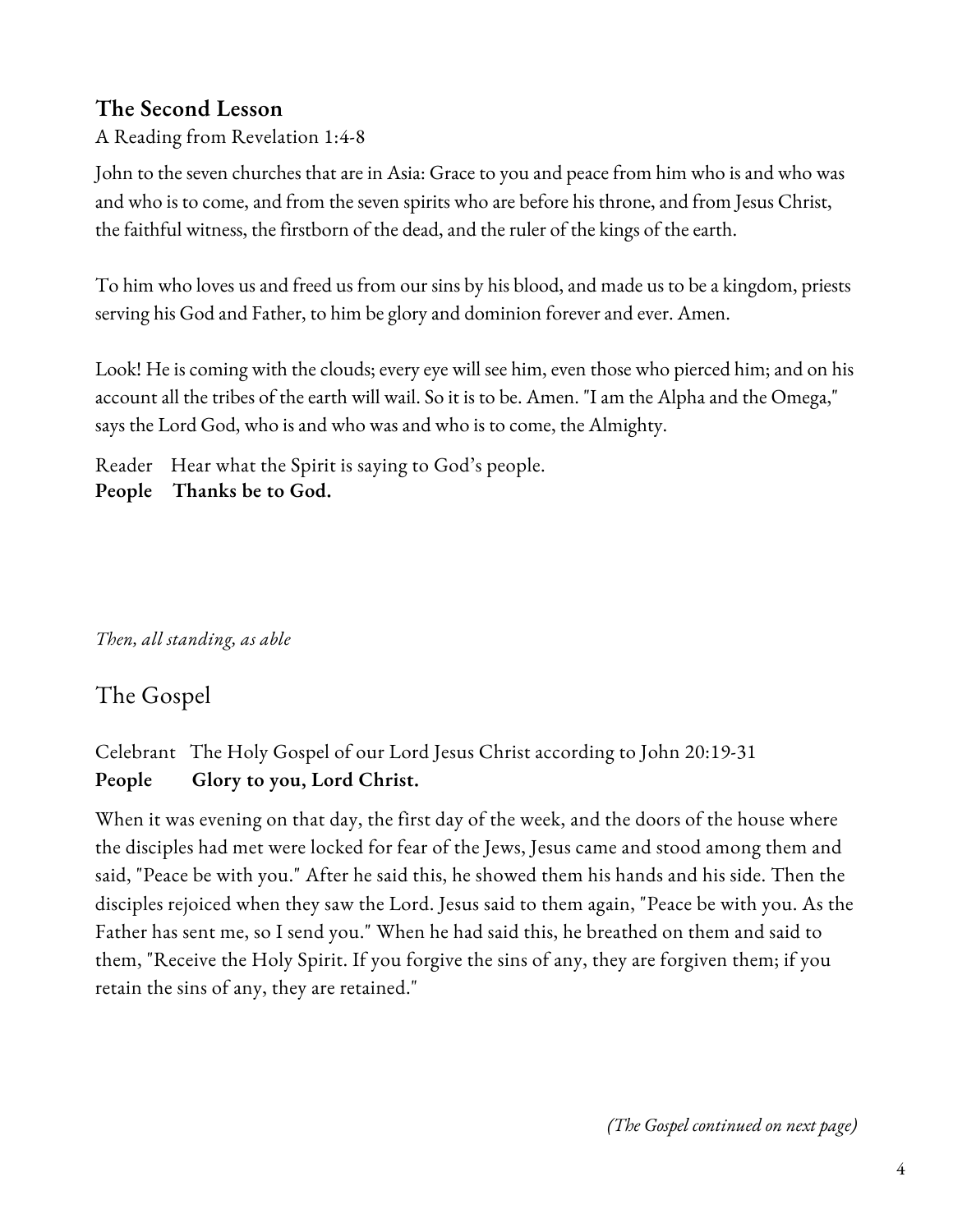## The Second Lesson

A Reading from Revelation 1:4-8

John to the seven churches that are in Asia: Grace to you and peace from him who is and who was and who is to come, and from the seven spirits who are before his throne, and from Jesus Christ, the faithful witness, the firstborn of the dead, and the ruler of the kings of the earth.

To him who loves us and freed us from our sins by his blood, and made us to be a kingdom, priests serving his God and Father, to him be glory and dominion forever and ever. Amen.

Look! He is coming with the clouds; every eye will see him, even those who pierced him; and on his account all the tribes of the earth will wail. So it is to be. Amen. "I am the Alpha and the Omega," says the Lord God, who is and who was and who is to come, the Almighty.

Reader Hear what the Spirit is saying to God's people.
**People Thanks be to God.**

*Then, all standing, as able*

## The Gospel

Celebrant The Holy Gospel of our Lord Jesus Christ according to John 20:19-31
**People Glory to you, Lord Christ.**

When it was evening on that day, the first day of the week, and the doors of the house where the disciples had met were locked for fear of the Jews, Jesus came and stood among them and said, "Peace be with you." After he said this, he showed them his hands and his side. Then the disciples rejoiced when they saw the Lord. Jesus said to them again, "Peace be with you. As the Father has sent me, so I send you." When he had said this, he breathed on them and said to them, "Receive the Holy Spirit. If you forgive the sins of any, they are forgiven them; if you retain the sins of any, they are retained."

*(The Gospel continued on next page)*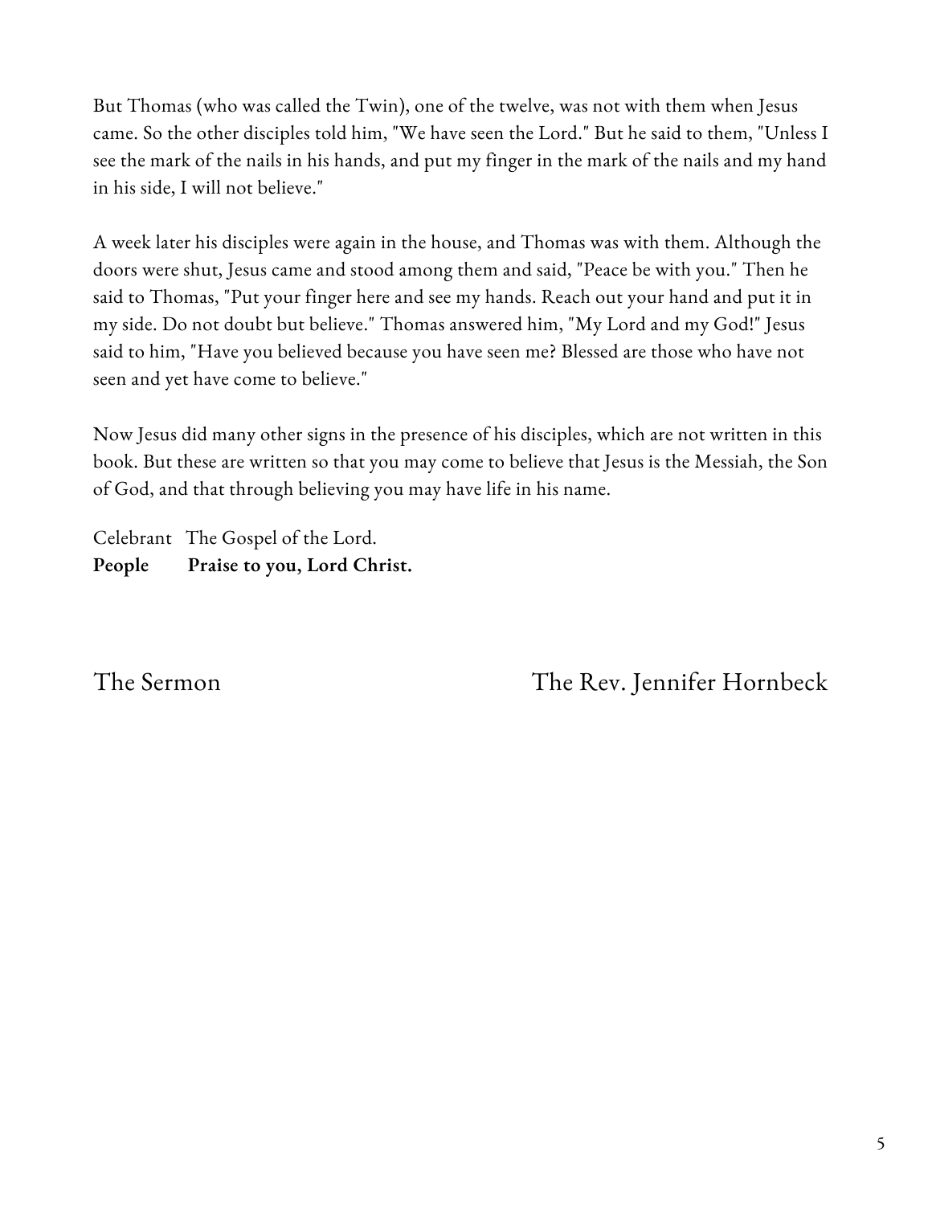But Thomas (who was called the Twin), one of the twelve, was not with them when Jesus came. So the other disciples told him, "We have seen the Lord." But he said to them, "Unless I see the mark of the nails in his hands, and put my finger in the mark of the nails and my hand in his side, I will not believe."

A week later his disciples were again in the house, and Thomas was with them. Although the doors were shut, Jesus came and stood among them and said, "Peace be with you." Then he said to Thomas, "Put your finger here and see my hands. Reach out your hand and put it in my side. Do not doubt but believe." Thomas answered him, "My Lord and my God!" Jesus said to him, "Have you believed because you have seen me? Blessed are those who have not seen and yet have come to believe."

Now Jesus did many other signs in the presence of his disciples, which are not written in this book. But these are written so that you may come to believe that Jesus is the Messiah, the Son of God, and that through believing you may have life in his name.

Celebrant The Gospel of the Lord.
**People Praise to you, Lord Christ.**

## The Sermon — The Rev. Jennifer Hornbeck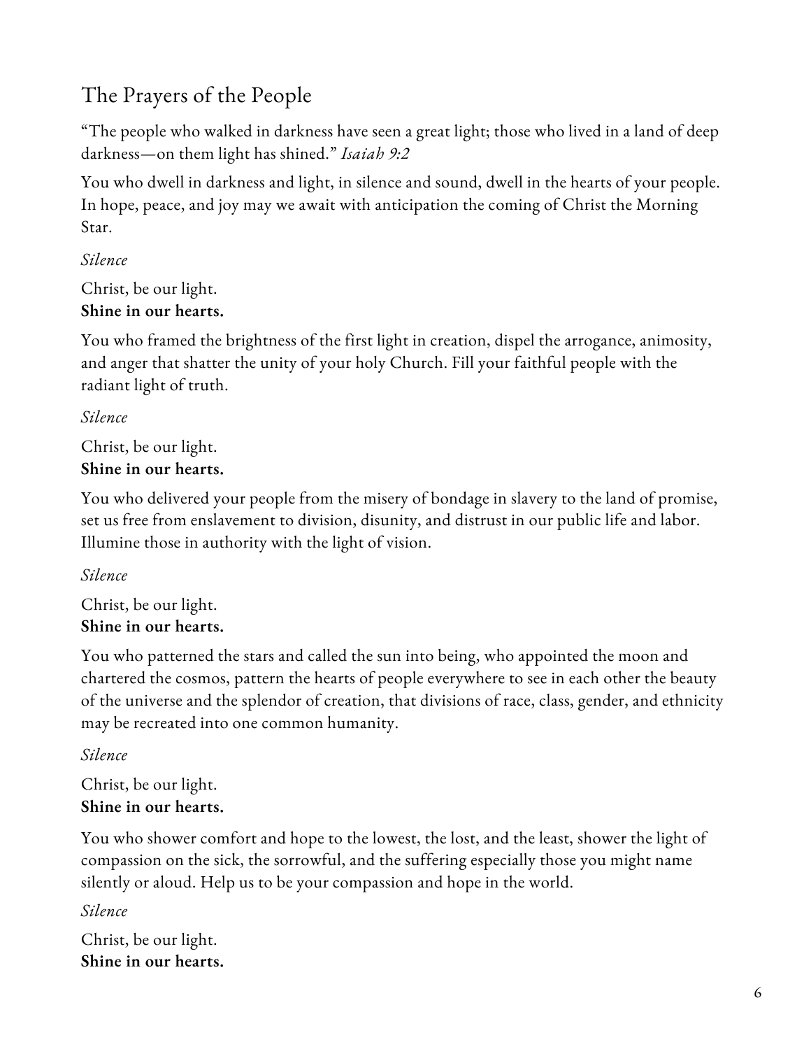## The Prayers of the People

"The people who walked in darkness have seen a great light; those who lived in a land of deep darkness—on them light has shined." *Isaiah 9:2*

You who dwell in darkness and light, in silence and sound, dwell in the hearts of your people. In hope, peace, and joy may we await with anticipation the coming of Christ the Morning Star.

*Silence*

Christ, be our light.
**Shine in our hearts.**

You who framed the brightness of the first light in creation, dispel the arrogance, animosity, and anger that shatter the unity of your holy Church. Fill your faithful people with the radiant light of truth.

*Silence*

Christ, be our light.
**Shine in our hearts.**

You who delivered your people from the misery of bondage in slavery to the land of promise, set us free from enslavement to division, disunity, and distrust in our public life and labor. Illumine those in authority with the light of vision.

*Silence*

Christ, be our light.
**Shine in our hearts.**

You who patterned the stars and called the sun into being, who appointed the moon and chartered the cosmos, pattern the hearts of people everywhere to see in each other the beauty of the universe and the splendor of creation, that divisions of race, class, gender, and ethnicity may be recreated into one common humanity.

*Silence*

Christ, be our light.
**Shine in our hearts.**

You who shower comfort and hope to the lowest, the lost, and the least, shower the light of compassion on the sick, the sorrowful, and the suffering especially those you might name silently or aloud. Help us to be your compassion and hope in the world.

*Silence*

Christ, be our light.
**Shine in our hearts.**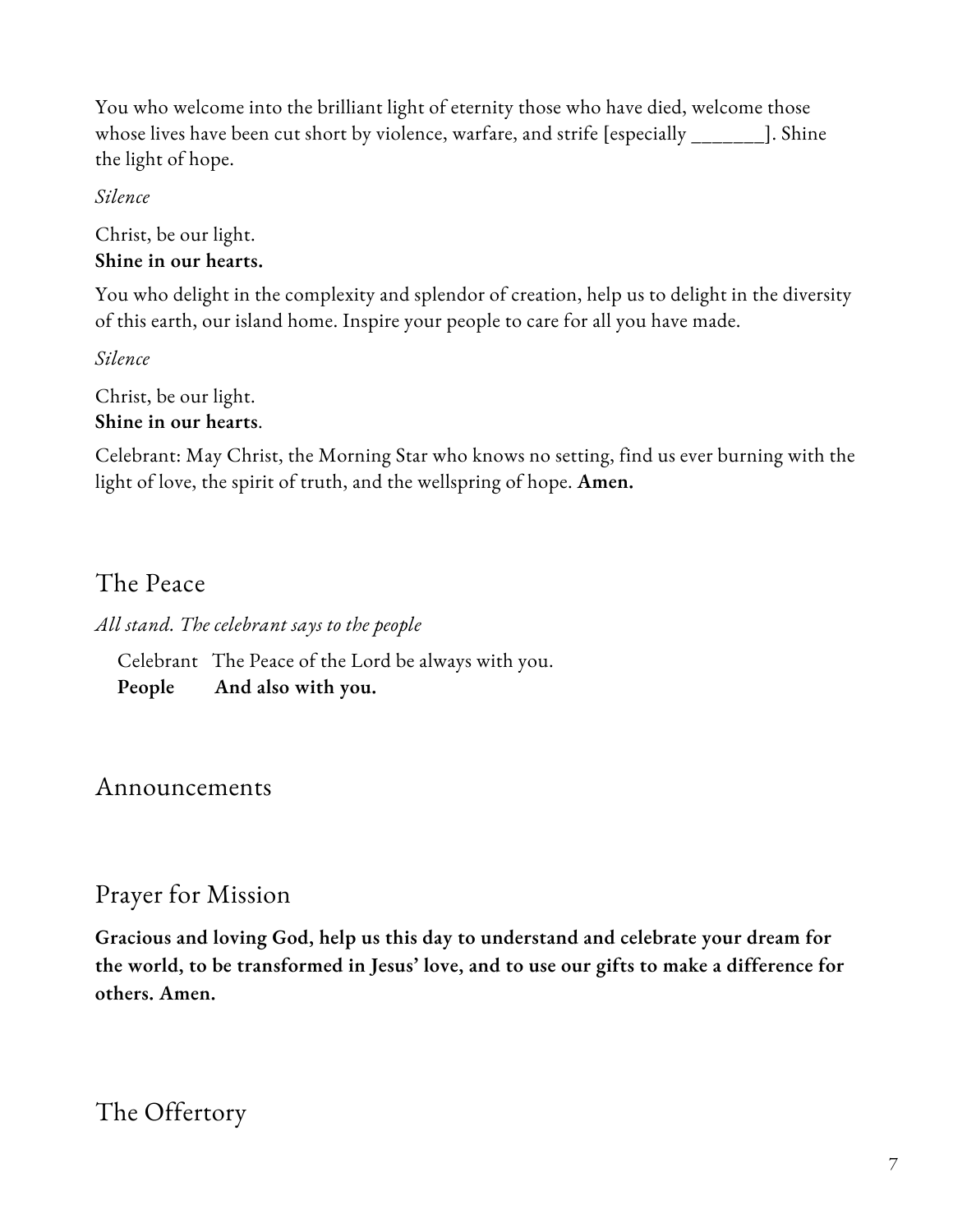You who welcome into the brilliant light of eternity those who have died, welcome those whose lives have been cut short by violence, warfare, and strife [especially _______]. Shine the light of hope.

*Silence*

Christ, be our light.
**Shine in our hearts.**

You who delight in the complexity and splendor of creation, help us to delight in the diversity of this earth, our island home. Inspire your people to care for all you have made.

*Silence*

Christ, be our light.
**Shine in our hearts**.

Celebrant: May Christ, the Morning Star who knows no setting, find us ever burning with the light of love, the spirit of truth, and the wellspring of hope. **Amen.**

## The Peace

*All stand. The celebrant says to the people*

Celebrant The Peace of the Lord be always with you.
**People And also with you.**

## Announcements

## Prayer for Mission

**Gracious and loving God, help us this day to understand and celebrate your dream for the world, to be transformed in Jesus' love, and to use our gifts to make a difference for others. Amen.**

## The Offertory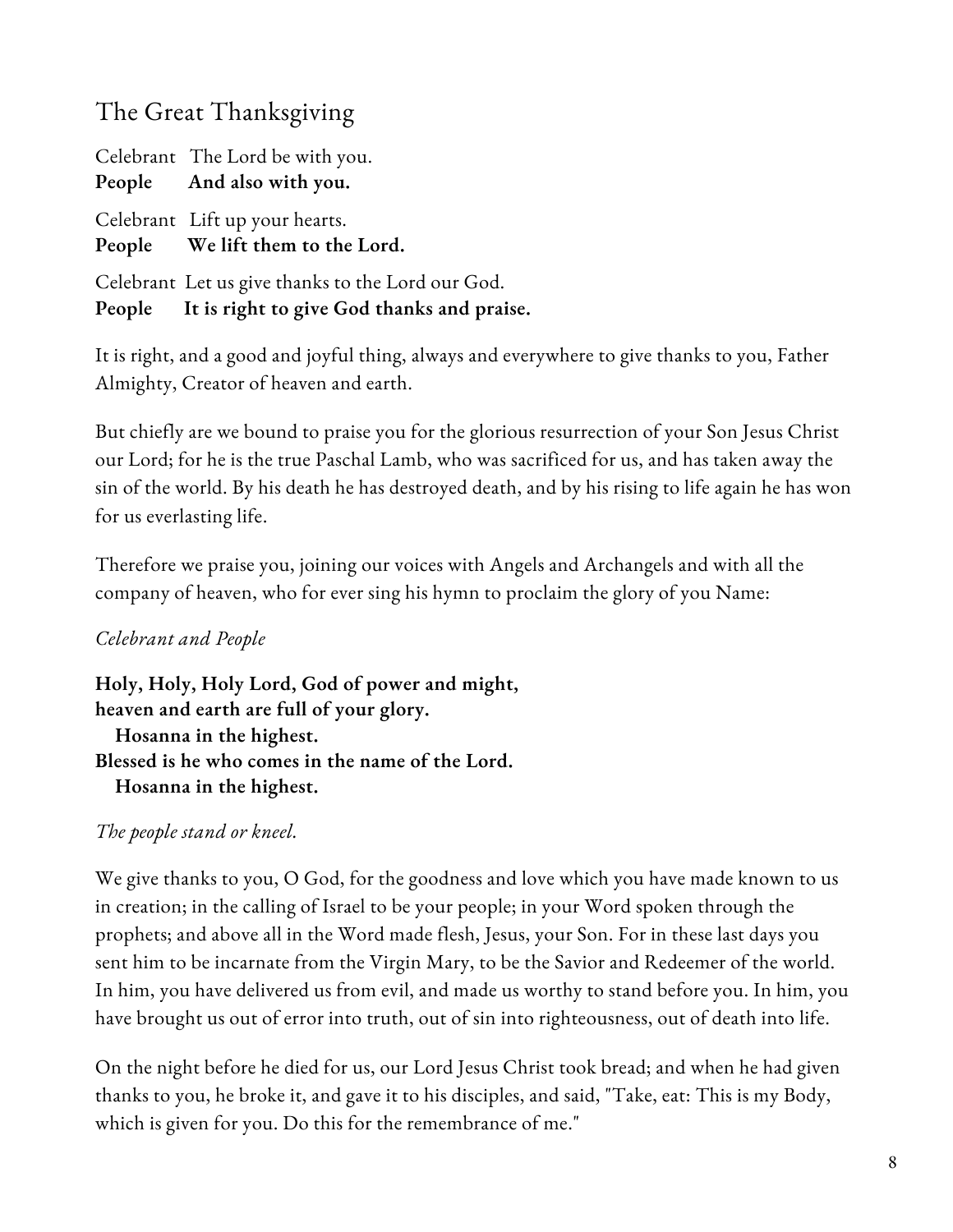## The Great Thanksgiving

Celebrant The Lord be with you.
**People And also with you.**

Celebrant Lift up your hearts.
**People We lift them to the Lord.**

Celebrant Let us give thanks to the Lord our God.
**People It is right to give God thanks and praise.**

It is right, and a good and joyful thing, always and everywhere to give thanks to you, Father Almighty, Creator of heaven and earth.

But chiefly are we bound to praise you for the glorious resurrection of your Son Jesus Christ our Lord; for he is the true Paschal Lamb, who was sacrificed for us, and has taken away the sin of the world. By his death he has destroyed death, and by his rising to life again he has won for us everlasting life.

Therefore we praise you, joining our voices with Angels and Archangels and with all the company of heaven, who for ever sing his hymn to proclaim the glory of you Name:

*Celebrant and People*

**Holy, Holy, Holy Lord, God of power and might,**
**heaven and earth are full of your glory.**
**Hosanna in the highest.**
**Blessed is he who comes in the name of the Lord.**
**Hosanna in the highest.**

*The people stand or kneel.*

We give thanks to you, O God, for the goodness and love which you have made known to us in creation; in the calling of Israel to be your people; in your Word spoken through the prophets; and above all in the Word made flesh, Jesus, your Son. For in these last days you sent him to be incarnate from the Virgin Mary, to be the Savior and Redeemer of the world. In him, you have delivered us from evil, and made us worthy to stand before you. In him, you have brought us out of error into truth, out of sin into righteousness, out of death into life.

On the night before he died for us, our Lord Jesus Christ took bread; and when he had given thanks to you, he broke it, and gave it to his disciples, and said, "Take, eat: This is my Body, which is given for you. Do this for the remembrance of me."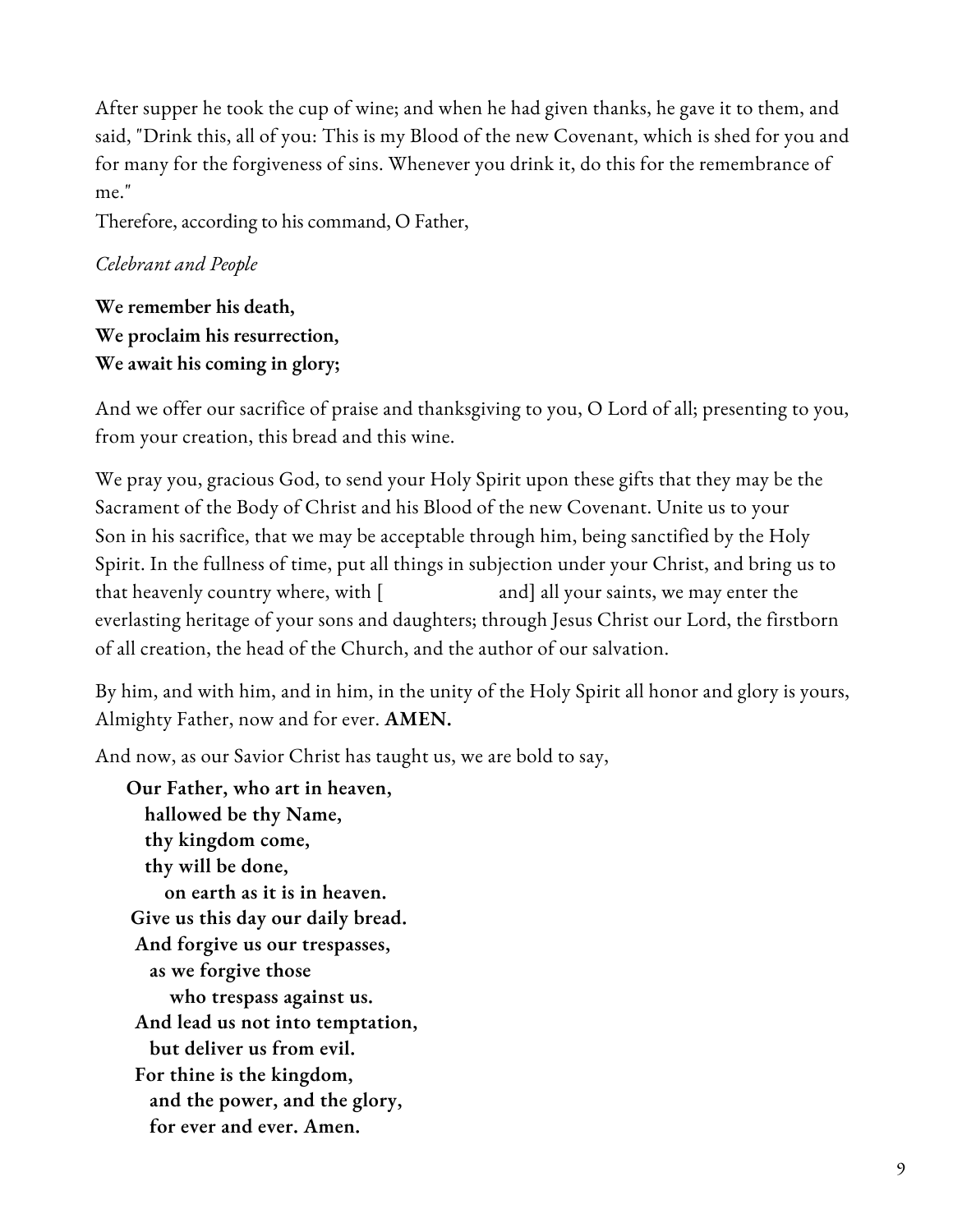After supper he took the cup of wine; and when he had given thanks, he gave it to them, and said, "Drink this, all of you: This is my Blood of the new Covenant, which is shed for you and for many for the forgiveness of sins. Whenever you drink it, do this for the remembrance of me."

Therefore, according to his command, O Father,

*Celebrant and People*

**We remember his death,**
**We proclaim his resurrection,**
**We await his coming in glory;**

And we offer our sacrifice of praise and thanksgiving to you, O Lord of all; presenting to you, from your creation, this bread and this wine.

We pray you, gracious God, to send your Holy Spirit upon these gifts that they may be the Sacrament of the Body of Christ and his Blood of the new Covenant. Unite us to your Son in his sacrifice, that we may be acceptable through him, being sanctified by the Holy Spirit. In the fullness of time, put all things in subjection under your Christ, and bring us to that heavenly country where, with [                    and] all your saints, we may enter the everlasting heritage of your sons and daughters; through Jesus Christ our Lord, the firstborn of all creation, the head of the Church, and the author of our salvation.

By him, and with him, and in him, in the unity of the Holy Spirit all honor and glory is yours, Almighty Father, now and for ever. **AMEN.**

And now, as our Savior Christ has taught us, we are bold to say,

**Our Father, who art in heaven,**
**hallowed be thy Name,**
**thy kingdom come,**
**thy will be done,**
**on earth as it is in heaven.**
**Give us this day our daily bread.**
**And forgive us our trespasses,**
**as we forgive those**
**who trespass against us.**
**And lead us not into temptation,**
**but deliver us from evil.**
**For thine is the kingdom,**
**and the power, and the glory,**
**for ever and ever. Amen.**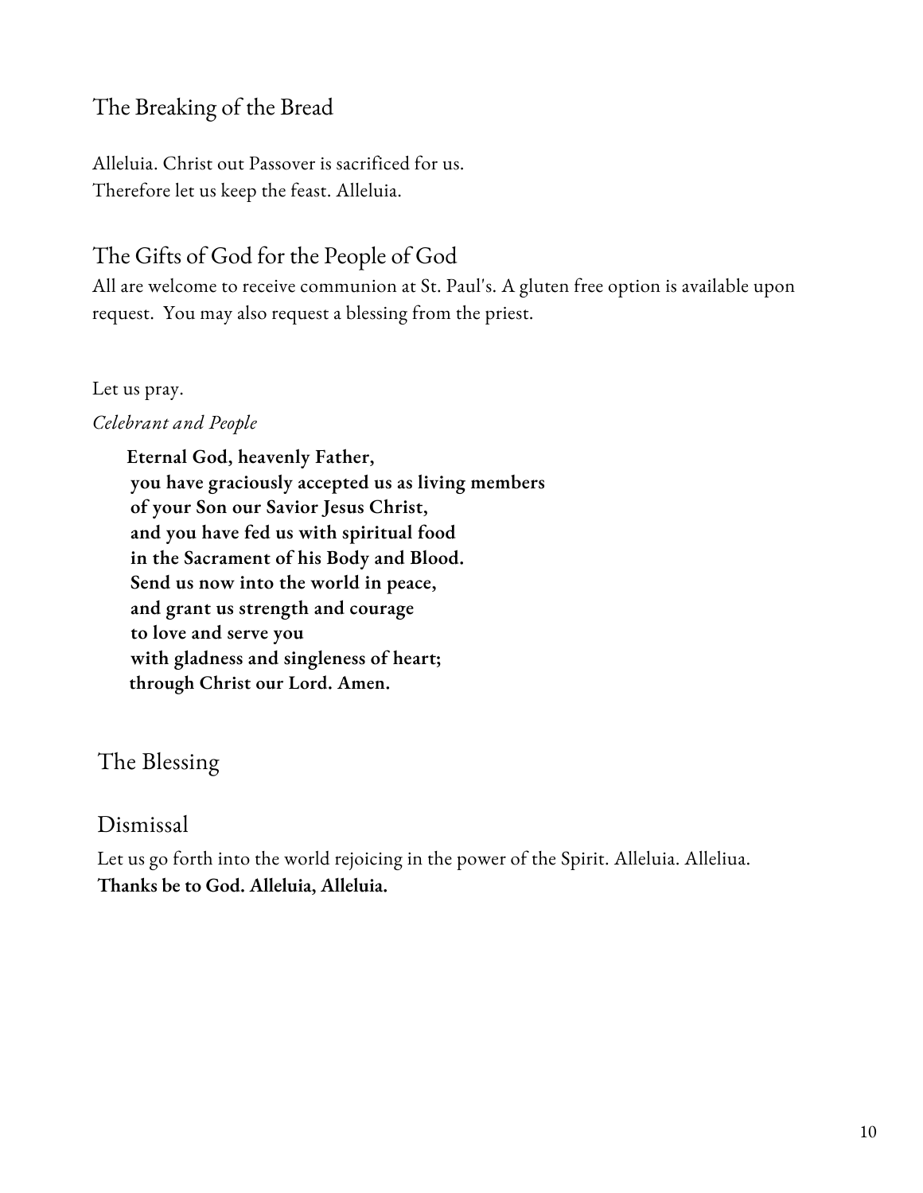## The Breaking of the Bread

Alleluia. Christ out Passover is sacrificed for us.
Therefore let us keep the feast. Alleluia.

## The Gifts of God for the People of God

All are welcome to receive communion at St. Paul's. A gluten free option is available upon request. You may also request a blessing from the priest.

Let us pray.

*Celebrant and People*

**Eternal God, heavenly Father,**
**you have graciously accepted us as living members**
**of your Son our Savior Jesus Christ,**
**and you have fed us with spiritual food**
**in the Sacrament of his Body and Blood.**
**Send us now into the world in peace,**
**and grant us strength and courage**
**to love and serve you**
**with gladness and singleness of heart;**
**through Christ our Lord. Amen.**

## The Blessing

## Dismissal

Let us go forth into the world rejoicing in the power of the Spirit. Alleluia. Alleliua.
**Thanks be to God. Alleluia, Alleluia.**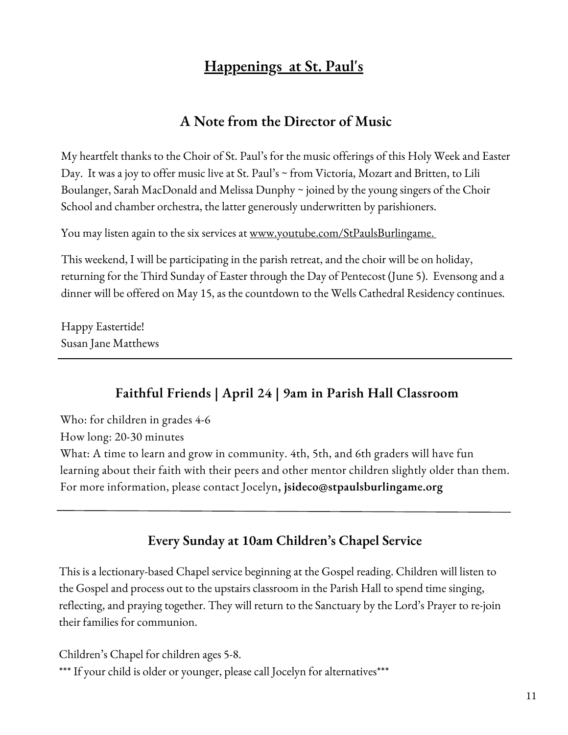# Happenings at St. Paul's

## A Note from the Director of Music

My heartfelt thanks to the Choir of St. Paul's for the music offerings of this Holy Week and Easter Day. It was a joy to offer music live at St. Paul's ~ from Victoria, Mozart and Britten, to Lili Boulanger, Sarah MacDonald and Melissa Dunphy ~ joined by the young singers of the Choir School and chamber orchestra, the latter generously underwritten by parishioners.

You may listen again to the six services at www.youtube.com/StPaulsBurlingame.

This weekend, I will be participating in the parish retreat, and the choir will be on holiday, returning for the Third Sunday of Easter through the Day of Pentecost (June 5). Evensong and a dinner will be offered on May 15, as the countdown to the Wells Cathedral Residency continues.

Happy Eastertide!
Susan Jane Matthews

---

## Faithful Friends | April 24 | 9am in Parish Hall Classroom

Who: for children in grades 4-6
How long: 20-30 minutes
What: A time to learn and grow in community. 4th, 5th, and 6th graders will have fun learning about their faith with their peers and other mentor children slightly older than them. For more information, please contact Jocelyn**, jsideco@stpaulsburlingame.org**

---

## Every Sunday at 10am Children's Chapel Service

This is a lectionary-based Chapel service beginning at the Gospel reading. Children will listen to the Gospel and process out to the upstairs classroom in the Parish Hall to spend time singing, reflecting, and praying together. They will return to the Sanctuary by the Lord's Prayer to re-join their families for communion.

Children's Chapel for children ages 5-8.
*** If your child is older or younger, please call Jocelyn for alternatives***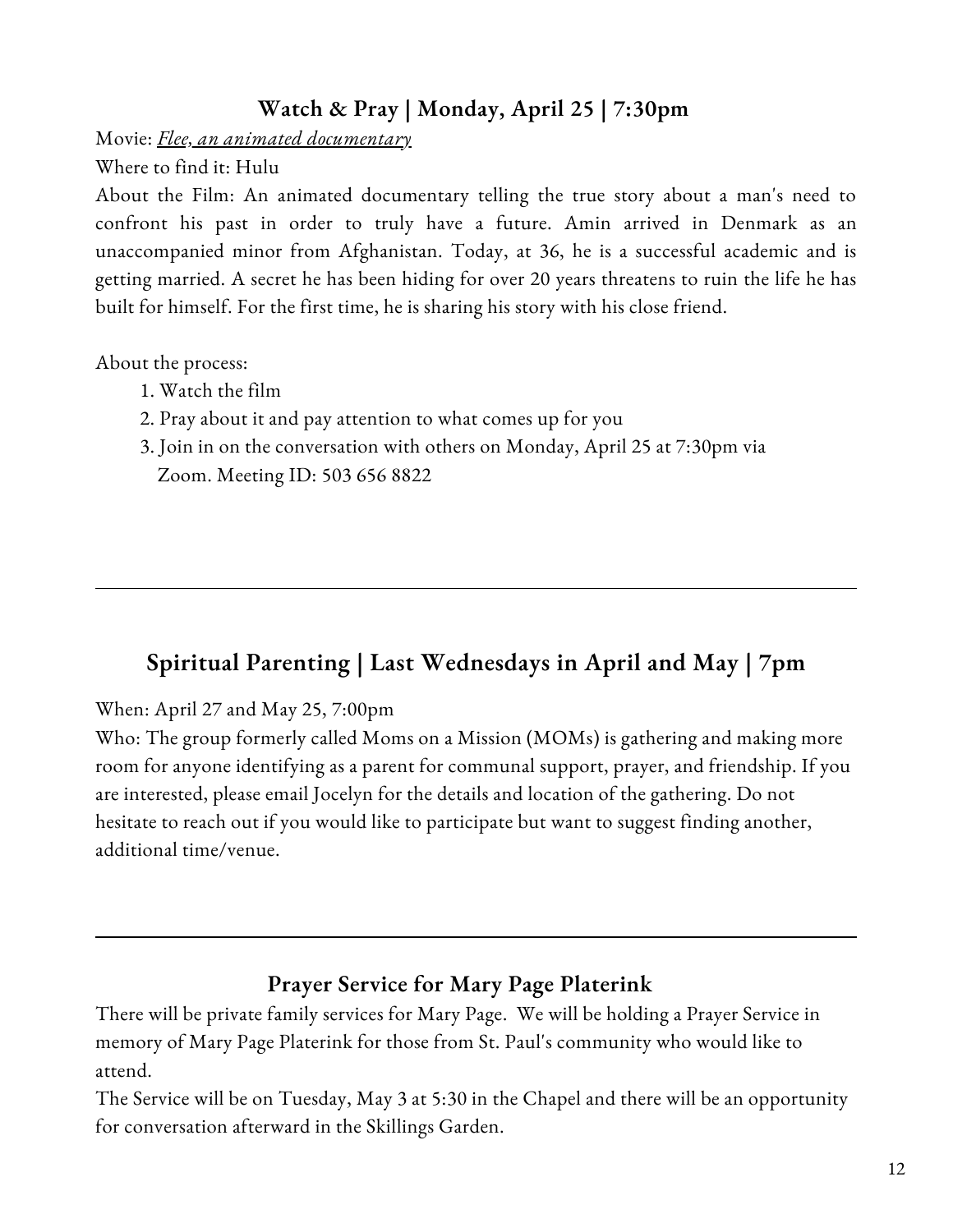## Watch & Pray | Monday, April 25 | 7:30pm

Movie: *Flee, an animated documentary*

Where to find it: Hulu

About the Film: An animated documentary telling the true story about a man's need to confront his past in order to truly have a future. Amin arrived in Denmark as an unaccompanied minor from Afghanistan. Today, at 36, he is a successful academic and is getting married. A secret he has been hiding for over 20 years threatens to ruin the life he has built for himself. For the first time, he is sharing his story with his close friend.

About the process:

1. Watch the film
2. Pray about it and pay attention to what comes up for you
3. Join in on the conversation with others on Monday, April 25 at 7:30pm via Zoom. Meeting ID: 503 656 8822

---

## Spiritual Parenting | Last Wednesdays in April and May | 7pm

When: April 27 and May 25, 7:00pm

Who: The group formerly called Moms on a Mission (MOMs) is gathering and making more room for anyone identifying as a parent for communal support, prayer, and friendship. If you are interested, please email Jocelyn for the details and location of the gathering. Do not hesitate to reach out if you would like to participate but want to suggest finding another, additional time/venue.

---

## Prayer Service for Mary Page Platerink

There will be private family services for Mary Page. We will be holding a Prayer Service in memory of Mary Page Platerink for those from St. Paul's community who would like to attend.

The Service will be on Tuesday, May 3 at 5:30 in the Chapel and there will be an opportunity for conversation afterward in the Skillings Garden.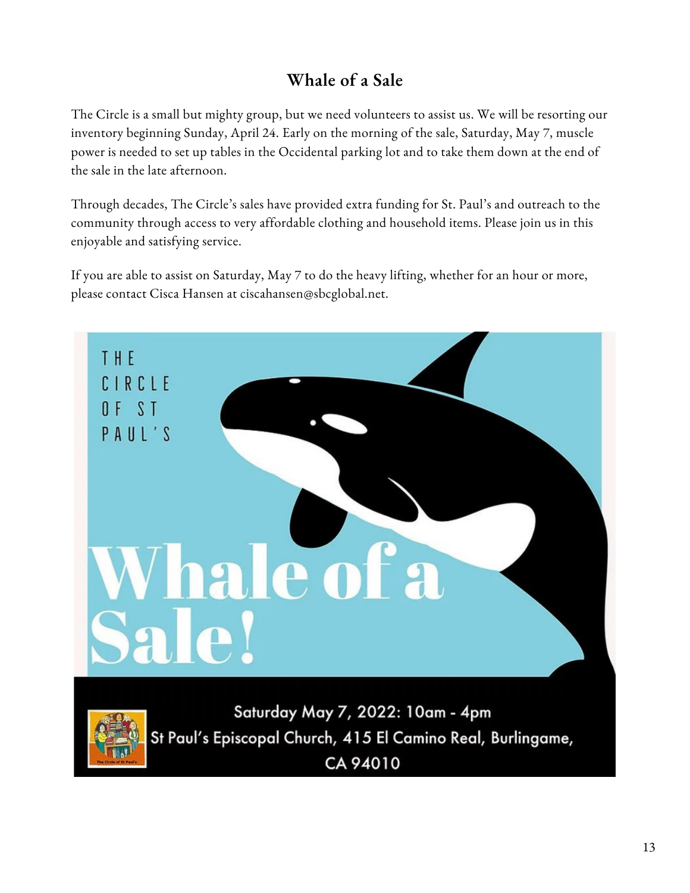# Whale of a Sale

The Circle is a small but mighty group, but we need volunteers to assist us. We will be resorting our inventory beginning Sunday, April 24. Early on the morning of the sale, Saturday, May 7, muscle power is needed to set up tables in the Occidental parking lot and to take them down at the end of the sale in the late afternoon.

Through decades, The Circle's sales have provided extra funding for St. Paul's and outreach to the community through access to very affordable clothing and household items. Please join us in this enjoyable and satisfying service.

If you are able to assist on Saturday, May 7 to do the heavy lifting, whether for an hour or more, please contact Cisca Hansen at ciscahansen@sbcglobal.net.

THE CIRCLE OF ST PAUL'S

**Whale of a Sale!**

Saturday May 7, 2022: 10am - 4pm
St Paul's Episcopal Church, 415 El Camino Real, Burlingame, CA 94010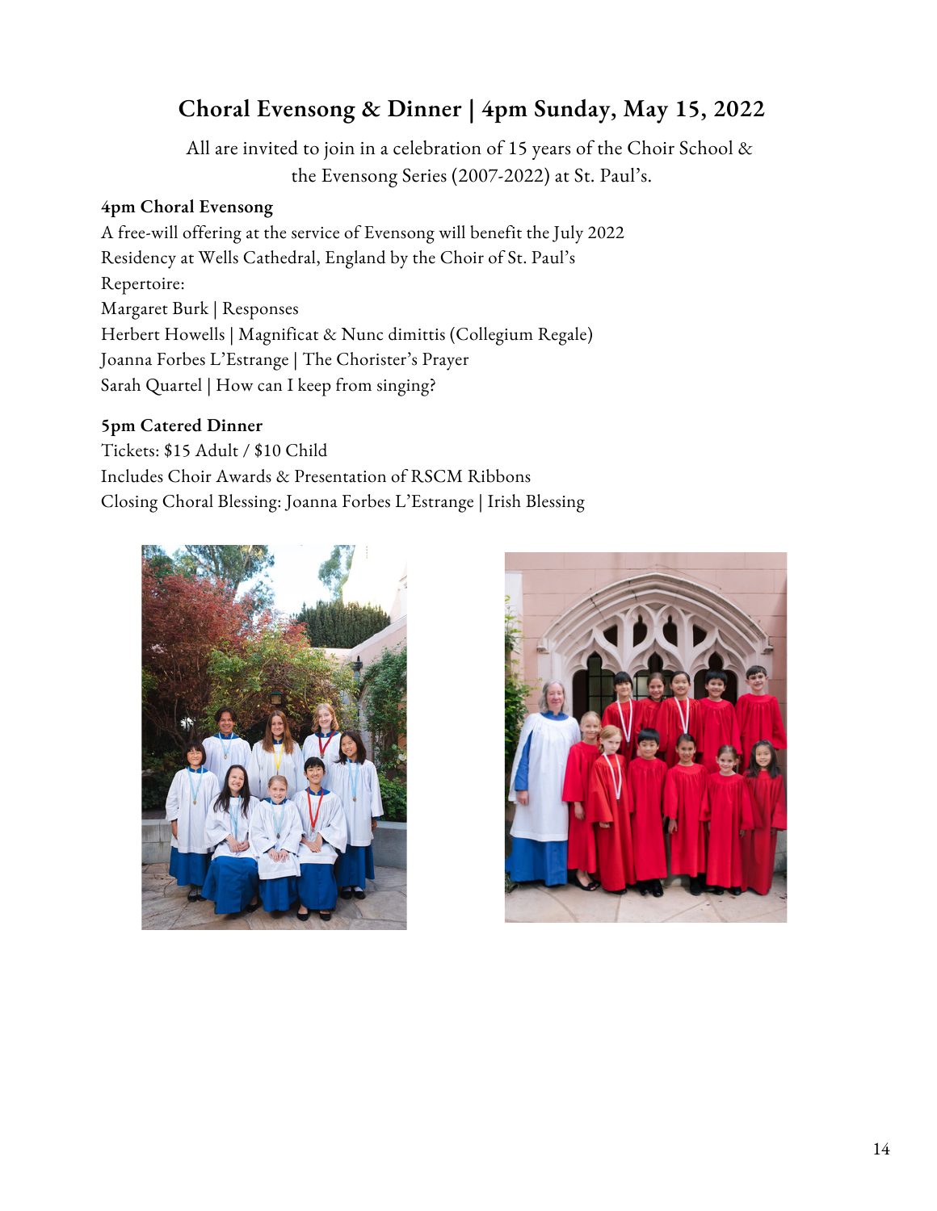## Choral Evensong & Dinner | 4pm Sunday, May 15, 2022

All are invited to join in a celebration of 15 years of the Choir School & the Evensong Series (2007-2022) at St. Paul's.

**4pm Choral Evensong**

A free-will offering at the service of Evensong will benefit the July 2022 Residency at Wells Cathedral, England by the Choir of St. Paul's

Repertoire:
Margaret Burk | Responses
Herbert Howells | Magnificat & Nunc dimittis (Collegium Regale)
Joanna Forbes L'Estrange | The Chorister's Prayer
Sarah Quartel | How can I keep from singing?

**5pm Catered Dinner**

Tickets: $15 Adult / $10 Child
Includes Choir Awards & Presentation of RSCM Ribbons
Closing Choral Blessing: Joanna Forbes L'Estrange | Irish Blessing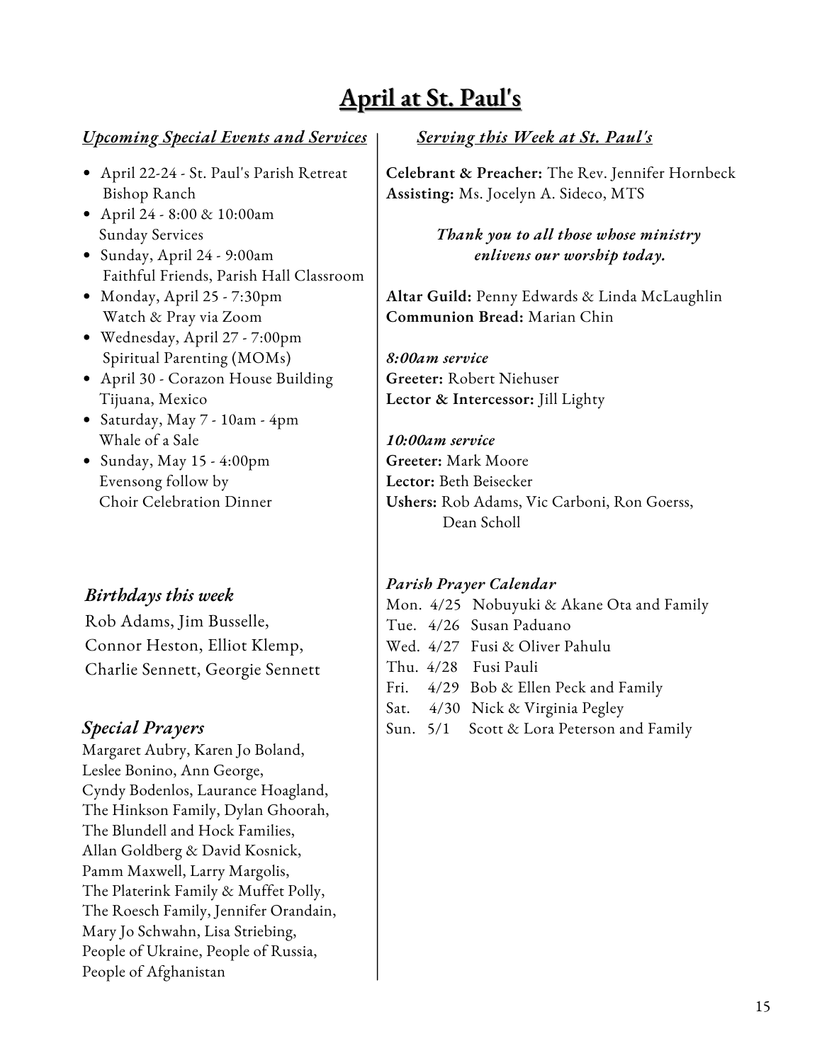# April at St. Paul's

## *Upcoming Special Events and Services*

- April 22-24 - St. Paul's Parish Retreat
  Bishop Ranch
- April 24 - 8:00 & 10:00am
  Sunday Services
- Sunday, April 24 - 9:00am
  Faithful Friends, Parish Hall Classroom
- Monday, April 25 - 7:30pm
  Watch & Pray via Zoom
- Wednesday, April 27 - 7:00pm
  Spiritual Parenting (MOMs)
- April 30 - Corazon House Building
  Tijuana, Mexico
- Saturday, May 7 - 10am - 4pm
  Whale of a Sale
- Sunday, May 15 - 4:00pm
  Evensong follow by
  Choir Celebration Dinner

### *Birthdays this week*

Rob Adams, Jim Busselle,
Connor Heston, Elliot Klemp,
Charlie Sennett, Georgie Sennett

### *Special Prayers*

Margaret Aubry, Karen Jo Boland,
Leslee Bonino, Ann George,
Cyndy Bodenlos, Laurance Hoagland,
The Hinkson Family, Dylan Ghoorah,
The Blundell and Hock Families,
Allan Goldberg & David Kosnick,
Pamm Maxwell, Larry Margolis,
The Platerink Family & Muffet Polly,
The Roesch Family, Jennifer Orandain,
Mary Jo Schwahn, Lisa Striebing,
People of Ukraine, People of Russia,
People of Afghanistan

## *Serving this Week at St. Paul's*

**Celebrant & Preacher:** The Rev. Jennifer Hornbeck
**Assisting:** Ms. Jocelyn A. Sideco, MTS

***Thank you to all those whose ministry enlivens our worship today.***

**Altar Guild:** Penny Edwards & Linda McLaughlin
**Communion Bread:** Marian Chin

***8:00am service***
**Greeter:** Robert Niehuser
**Lector & Intercessor:** Jill Lighty

***10:00am service***
**Greeter:** Mark Moore
**Lector:** Beth Beisecker
**Ushers:** Rob Adams, Vic Carboni, Ron Goerss, Dean Scholl

### *Parish Prayer Calendar*

Mon. 4/25 Nobuyuki & Akane Ota and Family
Tue. 4/26 Susan Paduano
Wed. 4/27 Fusi & Oliver Pahulu
Thu. 4/28 Fusi Pauli
Fri. 4/29 Bob & Ellen Peck and Family
Sat. 4/30 Nick & Virginia Pegley
Sun. 5/1 Scott & Lora Peterson and Family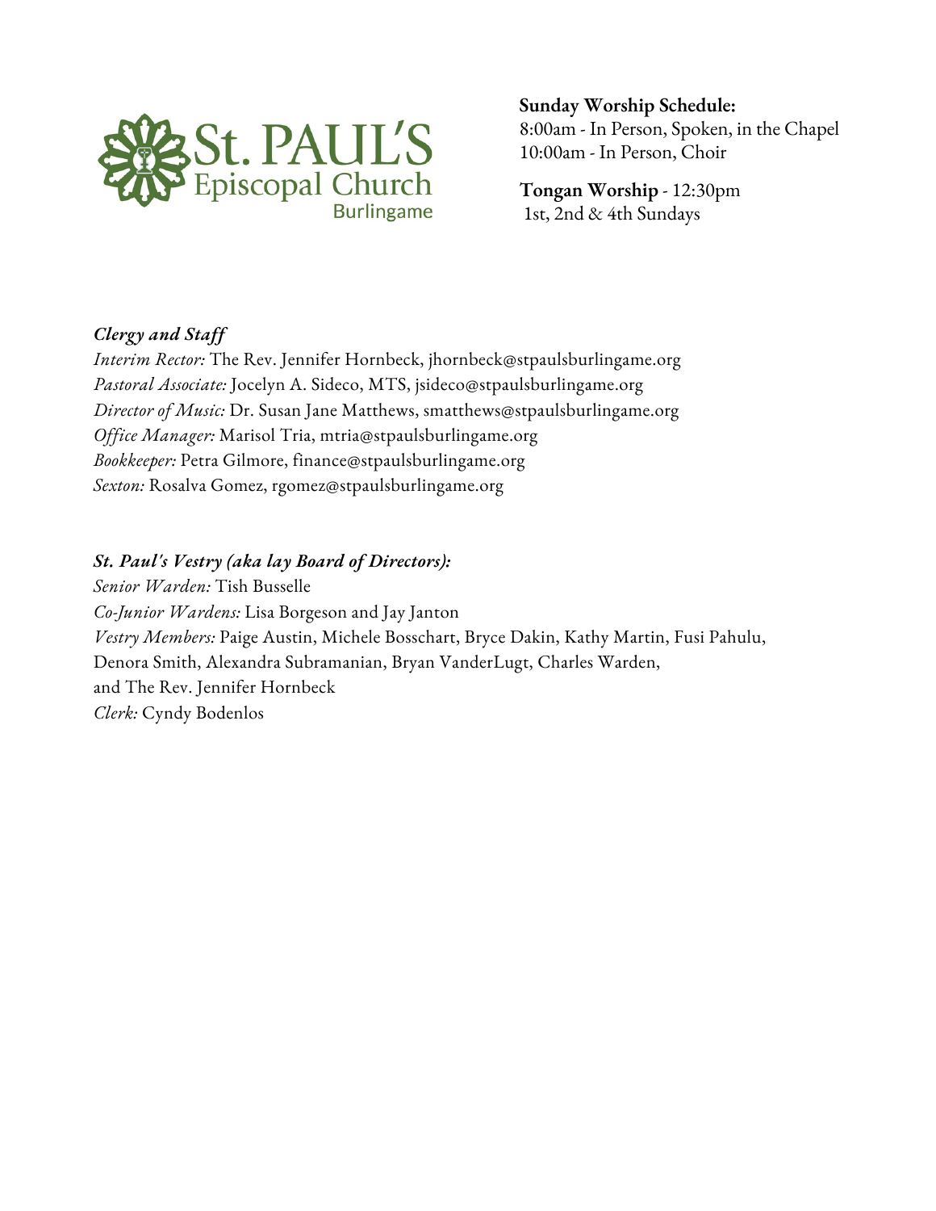St. PAUL'S
Episcopal Church
Burlingame

**Sunday Worship Schedule:**
8:00am - In Person, Spoken, in the Chapel
10:00am - In Person, Choir

**Tongan Worship** - 12:30pm
1st, 2nd & 4th Sundays

***Clergy and Staff***
*Interim Rector:* The Rev. Jennifer Hornbeck, jhornbeck@stpaulsburlingame.org
*Pastoral Associate:* Jocelyn A. Sideco, MTS, jsideco@stpaulsburlingame.org
*Director of Music:* Dr. Susan Jane Matthews, smatthews@stpaulsburlingame.org
*Office Manager:* Marisol Tria, mtria@stpaulsburlingame.org
*Bookkeeper:* Petra Gilmore, finance@stpaulsburlingame.org
*Sexton:* Rosalva Gomez, rgomez@stpaulsburlingame.org

***St. Paul's Vestry (aka lay Board of Directors):***
*Senior Warden:* Tish Busselle
*Co-Junior Wardens:* Lisa Borgeson and Jay Janton
*Vestry Members:* Paige Austin, Michele Bosschart, Bryce Dakin, Kathy Martin, Fusi Pahulu, Denora Smith, Alexandra Subramanian, Bryan VanderLugt, Charles Warden, and The Rev. Jennifer Hornbeck
*Clerk:* Cyndy Bodenlos